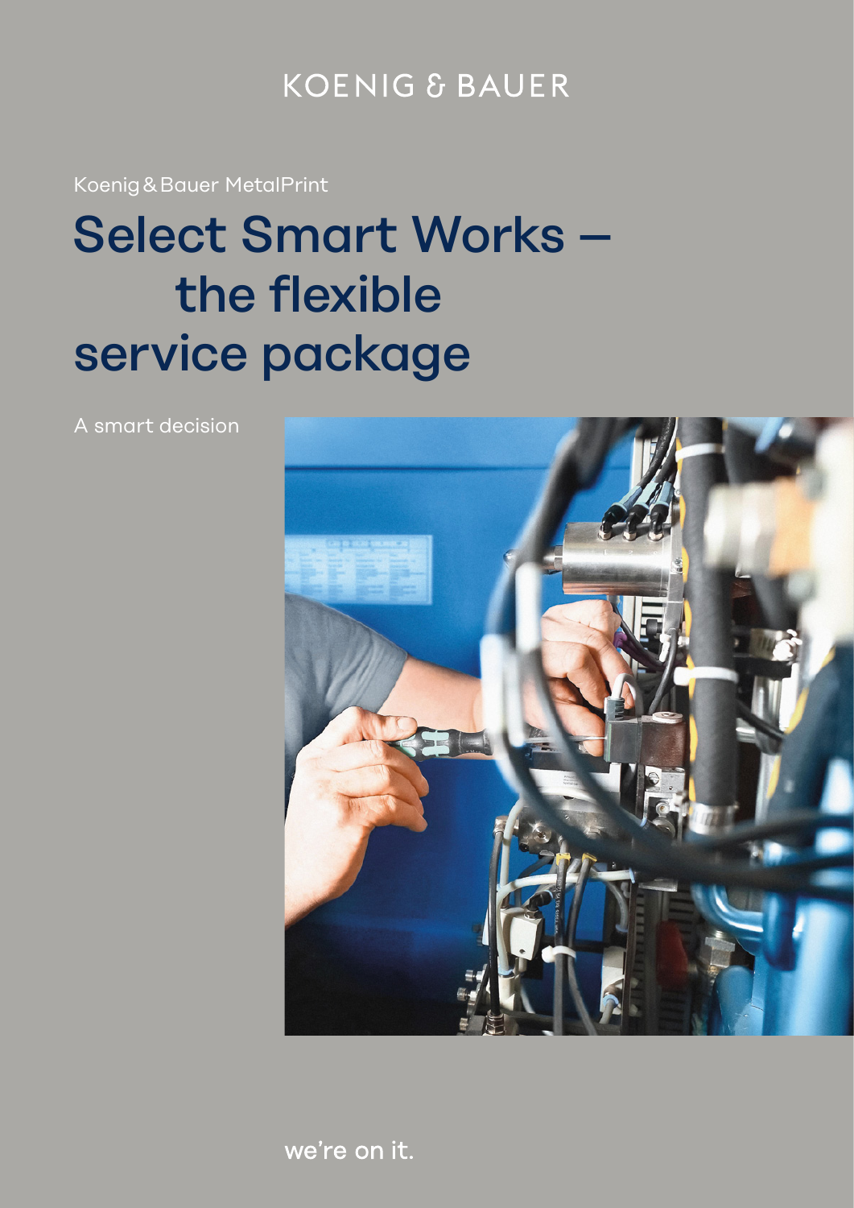KOENIG & BAUER

Koenig & Bauer MetalPrint

# Select Smart Works – the flexible service package

A smart decision

we're on it.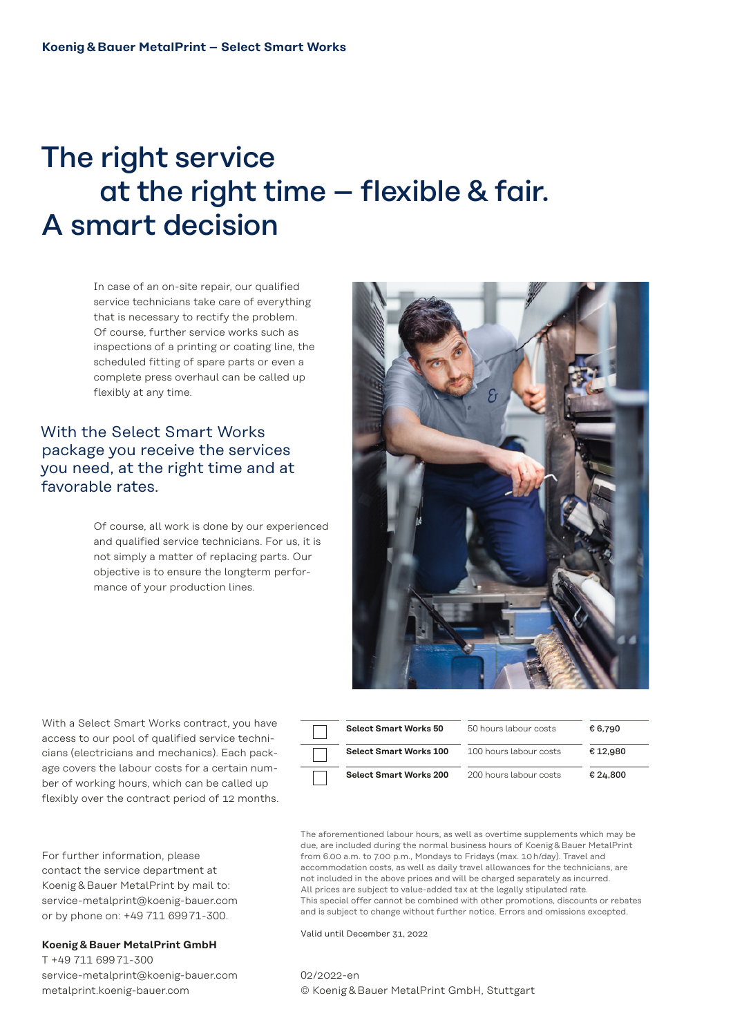Koenig & Bauer MetalPrint – Select Smart Works

# The right service at the right time – flexible & fair. A smart decision

In case of an on-site repair, our qualified service technicians take care of everything that is necessary to rectify the problem. Of course, further service works such as inspections of a printing or coating line, the scheduled fitting of spare parts or even a complete press overhaul can be called up flexibly at any time.

## With the Select Smart Works package you receive the services you need, at the right time and at favorable rates.

Of course, all work is done by our experienced and qualified service technicians. For us, it is not simply a matter of replacing parts. Our objective is to ensure the longterm performance of your production lines.

With a Select Smart Works contract, you have access to our pool of qualified service technicians (electricians and mechanics). Each package covers the labour costs for a certain number of working hours, which can be called up flexibly over the contract period of 12 months.

| | | | |
|---|---|---|---|
| ☐ | **Select Smart Works 50** | 50 hours labour costs | € 6,790 |
| ☐ | **Select Smart Works 100** | 100 hours labour costs | € 12,980 |
| ☐ | **Select Smart Works 200** | 200 hours labour costs | € 24,800 |

The aforementioned labour hours, as well as overtime supplements which may be due, are included during the normal business hours of Koenig & Bauer MetalPrint from 6.00 a.m. to 7.00 p.m., Mondays to Fridays (max. 10 h/day). Travel and accommodation costs, as well as daily travel allowances for the technicians, are not included in the above prices and will be charged separately as incurred. All prices are subject to value-added tax at the legally stipulated rate. This special offer cannot be combined with other promotions, discounts or rebates and is subject to change without further notice. Errors and omissions excepted.

Valid until December 31, 2022

For further information, please contact the service department at Koenig & Bauer MetalPrint by mail to: service-metalprint@koenig-bauer.com or by phone on: +49 711 69971-300.

**Koenig & Bauer MetalPrint GmbH**
T +49 711 69971-300
service-metalprint@koenig-bauer.com
metalprint.koenig-bauer.com

02/2022-en
© Koenig & Bauer MetalPrint GmbH, Stuttgart